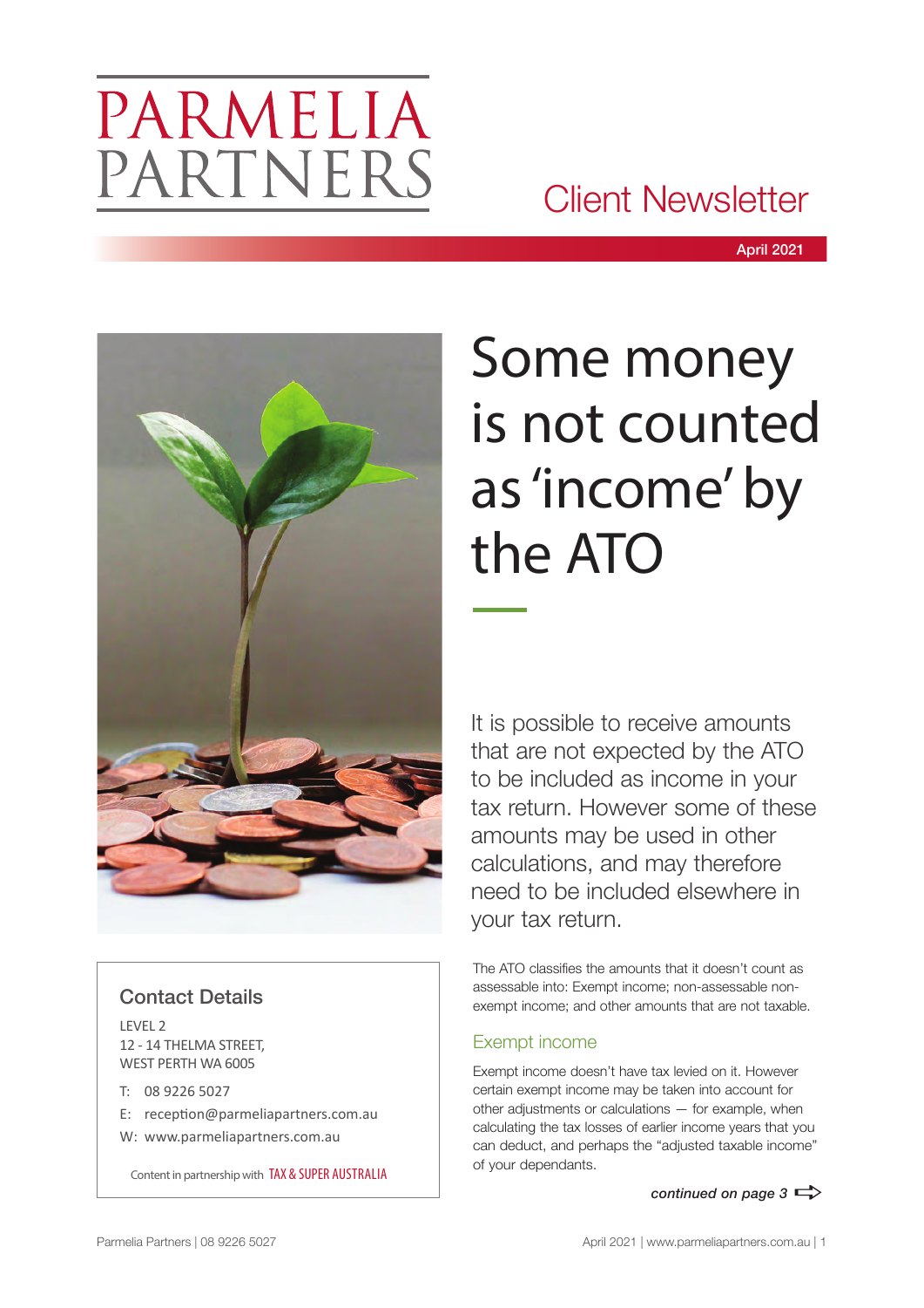# PARMELIA PARTNERS

## Client Newsletter

April 2021

# Some money is not counted as 'income' by the ATO

It is possible to receive amounts that are not expected by the ATO to be included as income in your tax return. However some of these amounts may be used in other calculations, and may therefore need to be included elsewhere in your tax return.

The ATO classifies the amounts that it doesn't count as assessable into: Exempt income; non-assessable non-exempt income; and other amounts that are not taxable.

### Exempt income

Exempt income doesn't have tax levied on it. However certain exempt income may be taken into account for other adjustments or calculations — for example, when calculating the tax losses of earlier income years that you can deduct, and perhaps the "adjusted taxable income" of your dependants.

*continued on page 3*

### Contact Details

LEVEL 2
12 - 14 THELMA STREET,
WEST PERTH WA 6005

T: 08 9226 5027

E: reception@parmeliapartners.com.au

W: www.parmeliapartners.com.au

Content in partnership with TAX & SUPER AUSTRALIA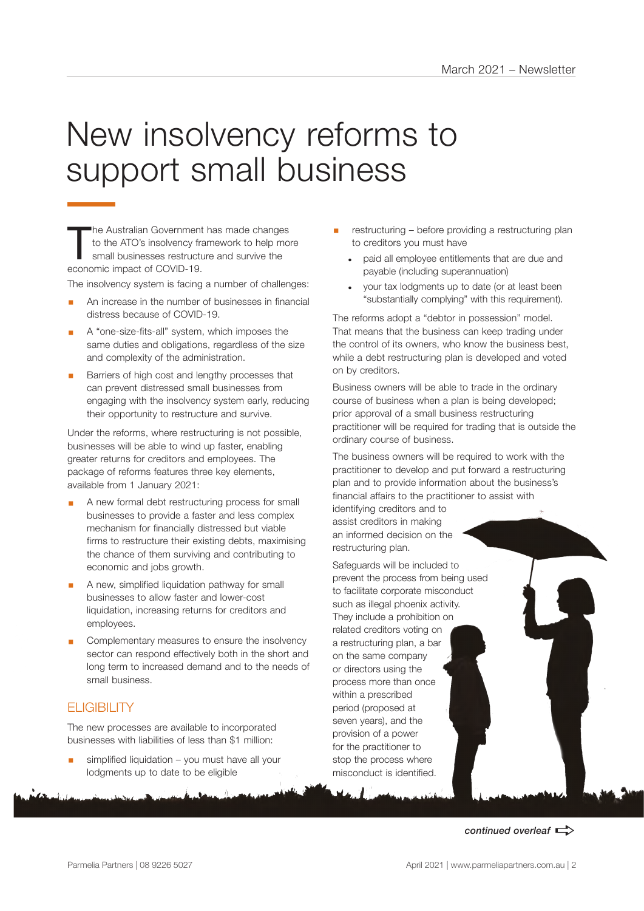# New insolvency reforms to support small business

The Australian Government has made changes to the ATO's insolvency framework to help more small businesses restructure and survive the economic impact of COVID-19.

The insolvency system is facing a number of challenges:

- An increase in the number of businesses in financial distress because of COVID-19.
- A "one-size-fits-all" system, which imposes the same duties and obligations, regardless of the size and complexity of the administration.
- Barriers of high cost and lengthy processes that can prevent distressed small businesses from engaging with the insolvency system early, reducing their opportunity to restructure and survive.

Under the reforms, where restructuring is not possible, businesses will be able to wind up faster, enabling greater returns for creditors and employees. The package of reforms features three key elements, available from 1 January 2021:

- A new formal debt restructuring process for small businesses to provide a faster and less complex mechanism for financially distressed but viable firms to restructure their existing debts, maximising the chance of them surviving and contributing to economic and jobs growth.
- A new, simplified liquidation pathway for small businesses to allow faster and lower-cost liquidation, increasing returns for creditors and employees.
- Complementary measures to ensure the insolvency sector can respond effectively both in the short and long term to increased demand and to the needs of small business.

## ELIGIBILITY

The new processes are available to incorporated businesses with liabilities of less than $1 million:

- simplified liquidation – you must have all your lodgments up to date to be eligible
- restructuring – before providing a restructuring plan to creditors you must have
  - paid all employee entitlements that are due and payable (including superannuation)
  - your tax lodgments up to date (or at least been "substantially complying" with this requirement).

The reforms adopt a "debtor in possession" model. That means that the business can keep trading under the control of its owners, who know the business best, while a debt restructuring plan is developed and voted on by creditors.

Business owners will be able to trade in the ordinary course of business when a plan is being developed; prior approval of a small business restructuring practitioner will be required for trading that is outside the ordinary course of business.

The business owners will be required to work with the practitioner to develop and put forward a restructuring plan and to provide information about the business's financial affairs to the practitioner to assist with identifying creditors and to assist creditors in making an informed decision on the restructuring plan.

Safeguards will be included to prevent the process from being used to facilitate corporate misconduct such as illegal phoenix activity. They include a prohibition on related creditors voting on a restructuring plan, a bar on the same company or directors using the process more than once within a prescribed period (proposed at seven years), and the provision of a power for the practitioner to stop the process where misconduct is identified.

*continued overleaf*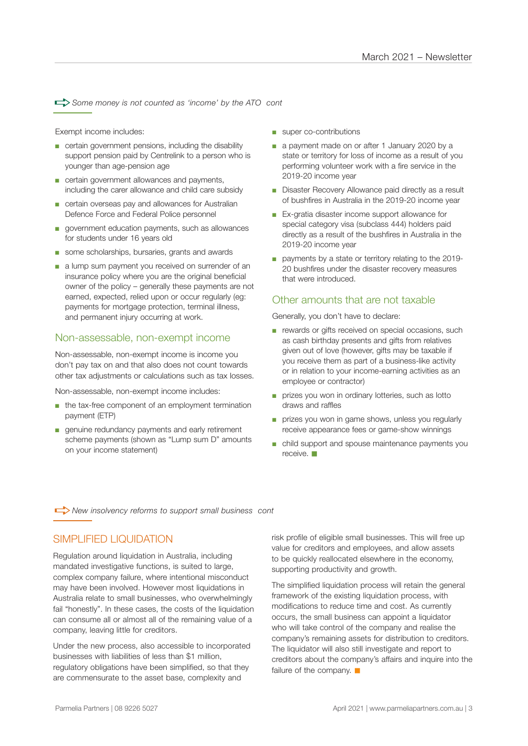*Some money is not counted as 'income' by the ATO cont*

Exempt income includes:

- certain government pensions, including the disability support pension paid by Centrelink to a person who is younger than age-pension age
- certain government allowances and payments, including the carer allowance and child care subsidy
- certain overseas pay and allowances for Australian Defence Force and Federal Police personnel
- government education payments, such as allowances for students under 16 years old
- some scholarships, bursaries, grants and awards
- a lump sum payment you received on surrender of an insurance policy where you are the original beneficial owner of the policy – generally these payments are not earned, expected, relied upon or occur regularly (eg: payments for mortgage protection, terminal illness, and permanent injury occurring at work.

## Non-assessable, non-exempt income

Non-assessable, non-exempt income is income you don't pay tax on and that also does not count towards other tax adjustments or calculations such as tax losses.

Non-assessable, non-exempt income includes:

- the tax-free component of an employment termination payment (ETP)
- genuine redundancy payments and early retirement scheme payments (shown as "Lump sum D" amounts on your income statement)
- super co-contributions
- a payment made on or after 1 January 2020 by a state or territory for loss of income as a result of you performing volunteer work with a fire service in the 2019-20 income year
- Disaster Recovery Allowance paid directly as a result of bushfires in Australia in the 2019-20 income year
- Ex-gratia disaster income support allowance for special category visa (subclass 444) holders paid directly as a result of the bushfires in Australia in the 2019-20 income year
- payments by a state or territory relating to the 2019-20 bushfires under the disaster recovery measures that were introduced.

## Other amounts that are not taxable

Generally, you don't have to declare:

- rewards or gifts received on special occasions, such as cash birthday presents and gifts from relatives given out of love (however, gifts may be taxable if you receive them as part of a business-like activity or in relation to your income-earning activities as an employee or contractor)
- prizes you won in ordinary lotteries, such as lotto draws and raffles
- prizes you won in game shows, unless you regularly receive appearance fees or game-show winnings
- child support and spouse maintenance payments you receive. ■

*New insolvency reforms to support small business cont*

## SIMPLIFIED LIQUIDATION

Regulation around liquidation in Australia, including mandated investigative functions, is suited to large, complex company failure, where intentional misconduct may have been involved. However most liquidations in Australia relate to small businesses, who overwhelmingly fail "honestly". In these cases, the costs of the liquidation can consume all or almost all of the remaining value of a company, leaving little for creditors.

Under the new process, also accessible to incorporated businesses with liabilities of less than $1 million, regulatory obligations have been simplified, so that they are commensurate to the asset base, complexity and risk profile of eligible small businesses. This will free up value for creditors and employees, and allow assets to be quickly reallocated elsewhere in the economy, supporting productivity and growth.

The simplified liquidation process will retain the general framework of the existing liquidation process, with modifications to reduce time and cost. As currently occurs, the small business can appoint a liquidator who will take control of the company and realise the company's remaining assets for distribution to creditors. The liquidator will also still investigate and report to creditors about the company's affairs and inquire into the failure of the company. ■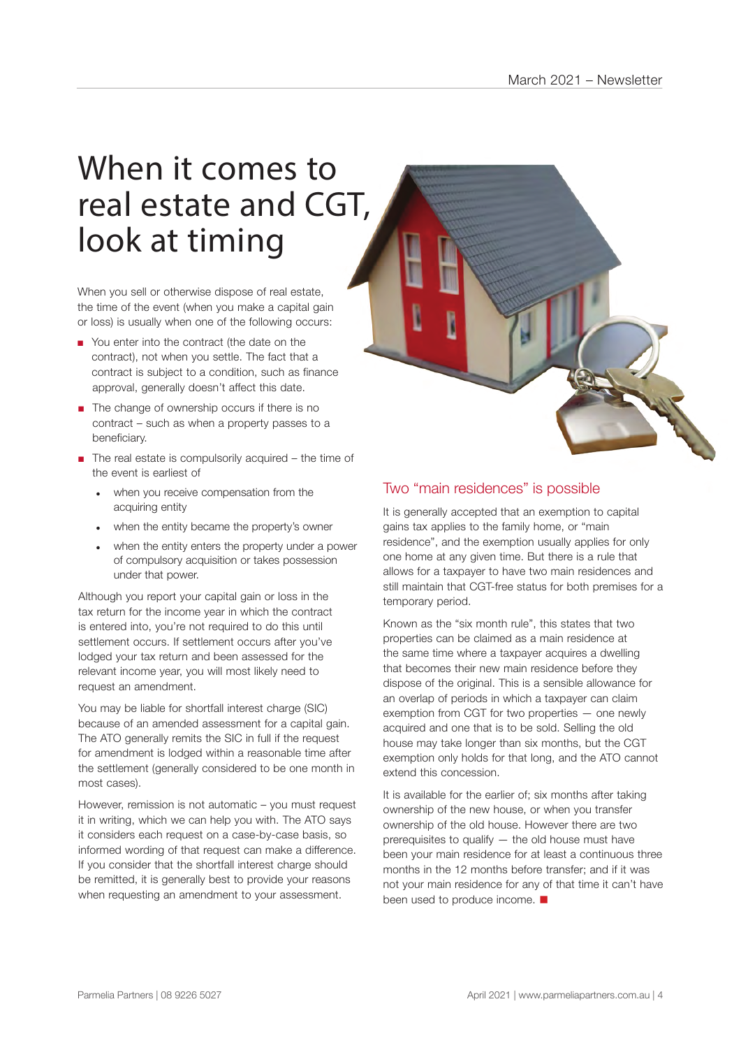# When it comes to real estate and CGT, look at timing

When you sell or otherwise dispose of real estate, the time of the event (when you make a capital gain or loss) is usually when one of the following occurs:

- You enter into the contract (the date on the contract), not when you settle. The fact that a contract is subject to a condition, such as finance approval, generally doesn't affect this date.
- The change of ownership occurs if there is no contract – such as when a property passes to a beneficiary.
- The real estate is compulsorily acquired – the time of the event is earliest of
  - when you receive compensation from the acquiring entity
  - when the entity became the property's owner
  - when the entity enters the property under a power of compulsory acquisition or takes possession under that power.

Although you report your capital gain or loss in the tax return for the income year in which the contract is entered into, you're not required to do this until settlement occurs. If settlement occurs after you've lodged your tax return and been assessed for the relevant income year, you will most likely need to request an amendment.

You may be liable for shortfall interest charge (SIC) because of an amended assessment for a capital gain. The ATO generally remits the SIC in full if the request for amendment is lodged within a reasonable time after the settlement (generally considered to be one month in most cases).

However, remission is not automatic – you must request it in writing, which we can help you with. The ATO says it considers each request on a case-by-case basis, so informed wording of that request can make a difference. If you consider that the shortfall interest charge should be remitted, it is generally best to provide your reasons when requesting an amendment to your assessment.

## Two "main residences" is possible

It is generally accepted that an exemption to capital gains tax applies to the family home, or "main residence", and the exemption usually applies for only one home at any given time. But there is a rule that allows for a taxpayer to have two main residences and still maintain that CGT-free status for both premises for a temporary period.

Known as the "six month rule", this states that two properties can be claimed as a main residence at the same time where a taxpayer acquires a dwelling that becomes their new main residence before they dispose of the original. This is a sensible allowance for an overlap of periods in which a taxpayer can claim exemption from CGT for two properties — one newly acquired and one that is to be sold. Selling the old house may take longer than six months, but the CGT exemption only holds for that long, and the ATO cannot extend this concession.

It is available for the earlier of; six months after taking ownership of the new house, or when you transfer ownership of the old house. However there are two prerequisites to qualify — the old house must have been your main residence for at least a continuous three months in the 12 months before transfer; and if it was not your main residence for any of that time it can't have been used to produce income. ■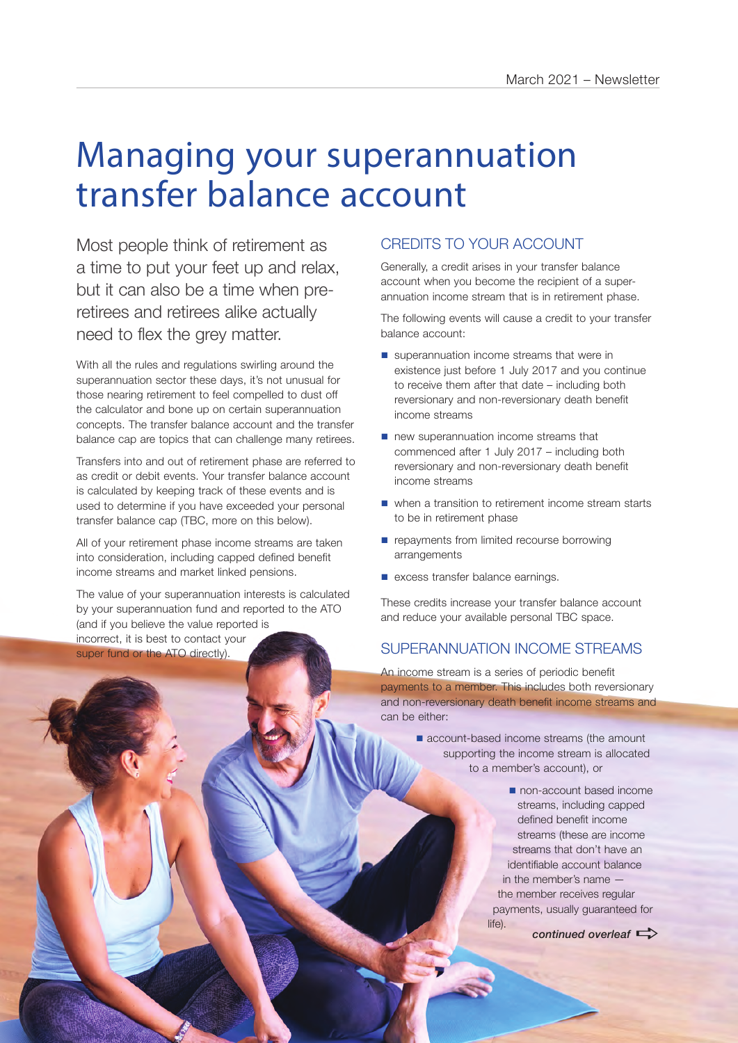# Managing your superannuation transfer balance account

Most people think of retirement as a time to put your feet up and relax, but it can also be a time when pre-retirees and retirees alike actually need to flex the grey matter.

With all the rules and regulations swirling around the superannuation sector these days, it's not unusual for those nearing retirement to feel compelled to dust off the calculator and bone up on certain superannuation concepts. The transfer balance account and the transfer balance cap are topics that can challenge many retirees.

Transfers into and out of retirement phase are referred to as credit or debit events. Your transfer balance account is calculated by keeping track of these events and is used to determine if you have exceeded your personal transfer balance cap (TBC, more on this below).

All of your retirement phase income streams are taken into consideration, including capped defined benefit income streams and market linked pensions.

The value of your superannuation interests is calculated by your superannuation fund and reported to the ATO (and if you believe the value reported is incorrect, it is best to contact your super fund or the ATO directly).

## CREDITS TO YOUR ACCOUNT

Generally, a credit arises in your transfer balance account when you become the recipient of a superannuation income stream that is in retirement phase.

The following events will cause a credit to your transfer balance account:

- superannuation income streams that were in existence just before 1 July 2017 and you continue to receive them after that date – including both reversionary and non-reversionary death benefit income streams
- new superannuation income streams that commenced after 1 July 2017 – including both reversionary and non-reversionary death benefit income streams
- when a transition to retirement income stream starts to be in retirement phase
- repayments from limited recourse borrowing arrangements
- excess transfer balance earnings.

These credits increase your transfer balance account and reduce your available personal TBC space.

## SUPERANNUATION INCOME STREAMS

An income stream is a series of periodic benefit payments to a member. This includes both reversionary and non-reversionary death benefit income streams and can be either:

- account-based income streams (the amount supporting the income stream is allocated to a member's account), or
- non-account based income streams, including capped defined benefit income streams (these are income streams that don't have an identifiable account balance in the member's name — the member receives regular payments, usually guaranteed for life).

*continued overleaf*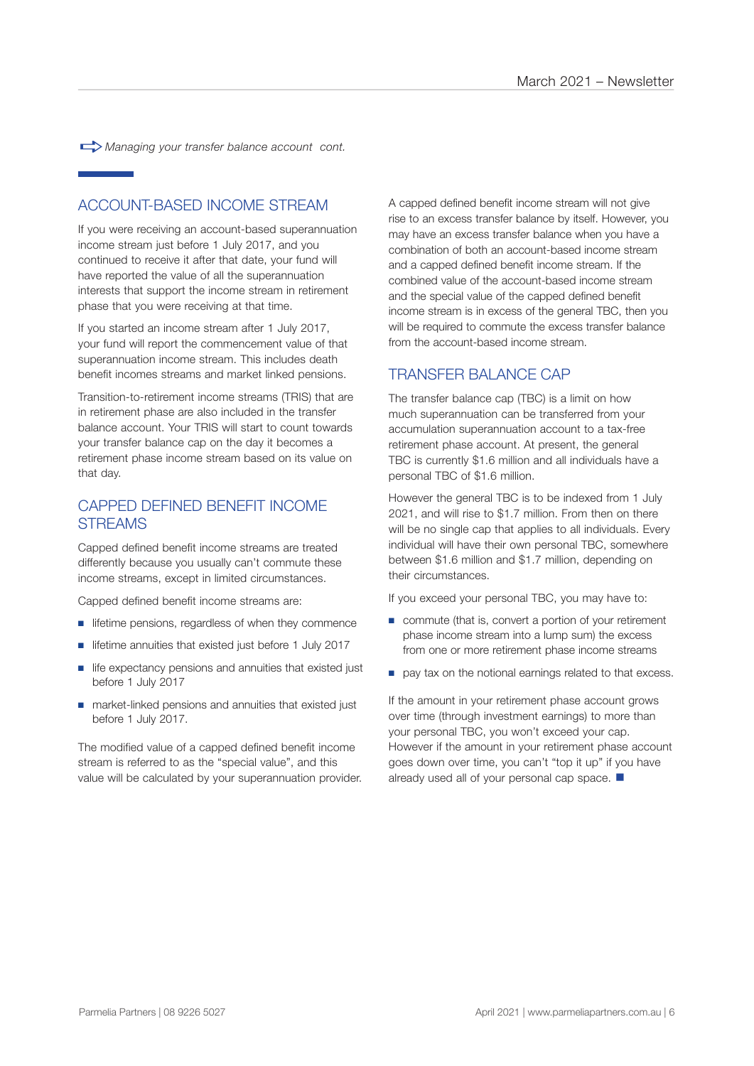*Managing your transfer balance account cont.*

## ACCOUNT-BASED INCOME STREAM

If you were receiving an account-based superannuation income stream just before 1 July 2017, and you continued to receive it after that date, your fund will have reported the value of all the superannuation interests that support the income stream in retirement phase that you were receiving at that time.

If you started an income stream after 1 July 2017, your fund will report the commencement value of that superannuation income stream. This includes death benefit incomes streams and market linked pensions.

Transition-to-retirement income streams (TRIS) that are in retirement phase are also included in the transfer balance account. Your TRIS will start to count towards your transfer balance cap on the day it becomes a retirement phase income stream based on its value on that day.

## CAPPED DEFINED BENEFIT INCOME STREAMS

Capped defined benefit income streams are treated differently because you usually can't commute these income streams, except in limited circumstances.

Capped defined benefit income streams are:

- lifetime pensions, regardless of when they commence
- lifetime annuities that existed just before 1 July 2017
- life expectancy pensions and annuities that existed just before 1 July 2017
- market-linked pensions and annuities that existed just before 1 July 2017.

The modified value of a capped defined benefit income stream is referred to as the "special value", and this value will be calculated by your superannuation provider.

A capped defined benefit income stream will not give rise to an excess transfer balance by itself. However, you may have an excess transfer balance when you have a combination of both an account-based income stream and a capped defined benefit income stream. If the combined value of the account-based income stream and the special value of the capped defined benefit income stream is in excess of the general TBC, then you will be required to commute the excess transfer balance from the account-based income stream.

## TRANSFER BALANCE CAP

The transfer balance cap (TBC) is a limit on how much superannuation can be transferred from your accumulation superannuation account to a tax-free retirement phase account. At present, the general TBC is currently $1.6 million and all individuals have a personal TBC of $1.6 million.

However the general TBC is to be indexed from 1 July 2021, and will rise to $1.7 million. From then on there will be no single cap that applies to all individuals. Every individual will have their own personal TBC, somewhere between $1.6 million and $1.7 million, depending on their circumstances.

If you exceed your personal TBC, you may have to:

- commute (that is, convert a portion of your retirement phase income stream into a lump sum) the excess from one or more retirement phase income streams
- pay tax on the notional earnings related to that excess.

If the amount in your retirement phase account grows over time (through investment earnings) to more than your personal TBC, you won't exceed your cap. However if the amount in your retirement phase account goes down over time, you can't "top it up" if you have already used all of your personal cap space. ■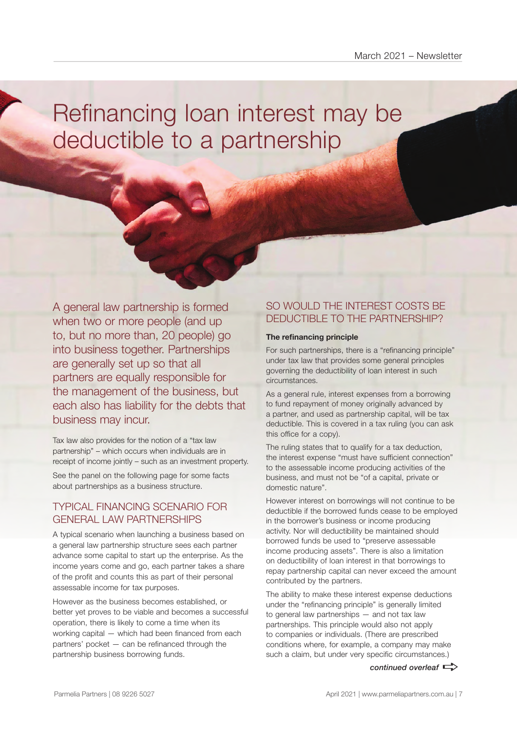# Refinancing loan interest may be deductible to a partnership

A general law partnership is formed when two or more people (and up to, but no more than, 20 people) go into business together. Partnerships are generally set up so that all partners are equally responsible for the management of the business, but each also has liability for the debts that business may incur.

Tax law also provides for the notion of a "tax law partnership" – which occurs when individuals are in receipt of income jointly – such as an investment property.

See the panel on the following page for some facts about partnerships as a business structure.

## TYPICAL FINANCING SCENARIO FOR GENERAL LAW PARTNERSHIPS

A typical scenario when launching a business based on a general law partnership structure sees each partner advance some capital to start up the enterprise. As the income years come and go, each partner takes a share of the profit and counts this as part of their personal assessable income for tax purposes.

However as the business becomes established, or better yet proves to be viable and becomes a successful operation, there is likely to come a time when its working capital — which had been financed from each partners' pocket — can be refinanced through the partnership business borrowing funds.

## SO WOULD THE INTEREST COSTS BE DEDUCTIBLE TO THE PARTNERSHIP?

**The refinancing principle**

For such partnerships, there is a "refinancing principle" under tax law that provides some general principles governing the deductibility of loan interest in such circumstances.

As a general rule, interest expenses from a borrowing to fund repayment of money originally advanced by a partner, and used as partnership capital, will be tax deductible. This is covered in a tax ruling (you can ask this office for a copy).

The ruling states that to qualify for a tax deduction, the interest expense "must have sufficient connection" to the assessable income producing activities of the business, and must not be "of a capital, private or domestic nature".

However interest on borrowings will not continue to be deductible if the borrowed funds cease to be employed in the borrower's business or income producing activity. Nor will deductibility be maintained should borrowed funds be used to "preserve assessable income producing assets". There is also a limitation on deductibility of loan interest in that borrowings to repay partnership capital can never exceed the amount contributed by the partners.

The ability to make these interest expense deductions under the "refinancing principle" is generally limited to general law partnerships — and not tax law partnerships. This principle would also not apply to companies or individuals. (There are prescribed conditions where, for example, a company may make such a claim, but under very specific circumstances.)

*continued overleaf* ⇨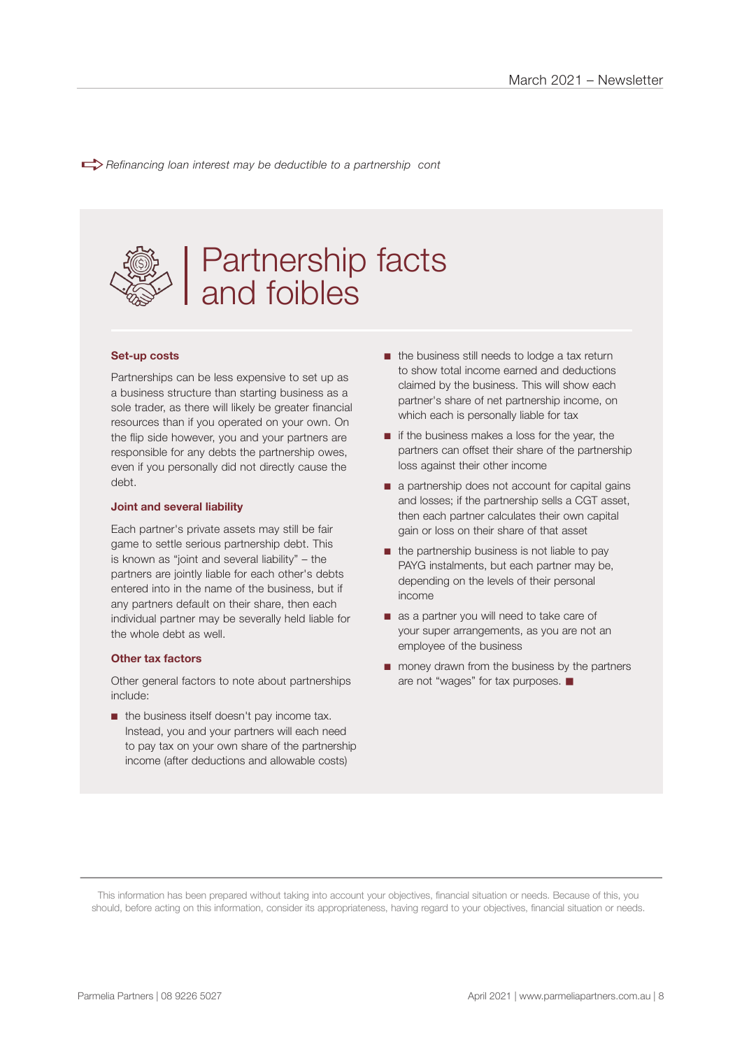*Refinancing loan interest may be deductible to a partnership cont*

# Partnership facts and foibles

### Set-up costs

Partnerships can be less expensive to set up as a business structure than starting business as a sole trader, as there will likely be greater financial resources than if you operated on your own. On the flip side however, you and your partners are responsible for any debts the partnership owes, even if you personally did not directly cause the debt.

### Joint and several liability

Each partner's private assets may still be fair game to settle serious partnership debt. This is known as "joint and several liability" – the partners are jointly liable for each other's debts entered into in the name of the business, but if any partners default on their share, then each individual partner may be severally held liable for the whole debt as well.

### Other tax factors

Other general factors to note about partnerships include:

- the business itself doesn't pay income tax. Instead, you and your partners will each need to pay tax on your own share of the partnership income (after deductions and allowable costs)
- the business still needs to lodge a tax return to show total income earned and deductions claimed by the business. This will show each partner's share of net partnership income, on which each is personally liable for tax
- if the business makes a loss for the year, the partners can offset their share of the partnership loss against their other income
- a partnership does not account for capital gains and losses; if the partnership sells a CGT asset, then each partner calculates their own capital gain or loss on their share of that asset
- the partnership business is not liable to pay PAYG instalments, but each partner may be, depending on the levels of their personal income
- as a partner you will need to take care of your super arrangements, as you are not an employee of the business
- money drawn from the business by the partners are not "wages" for tax purposes. ■

This information has been prepared without taking into account your objectives, financial situation or needs. Because of this, you should, before acting on this information, consider its appropriateness, having regard to your objectives, financial situation or needs.